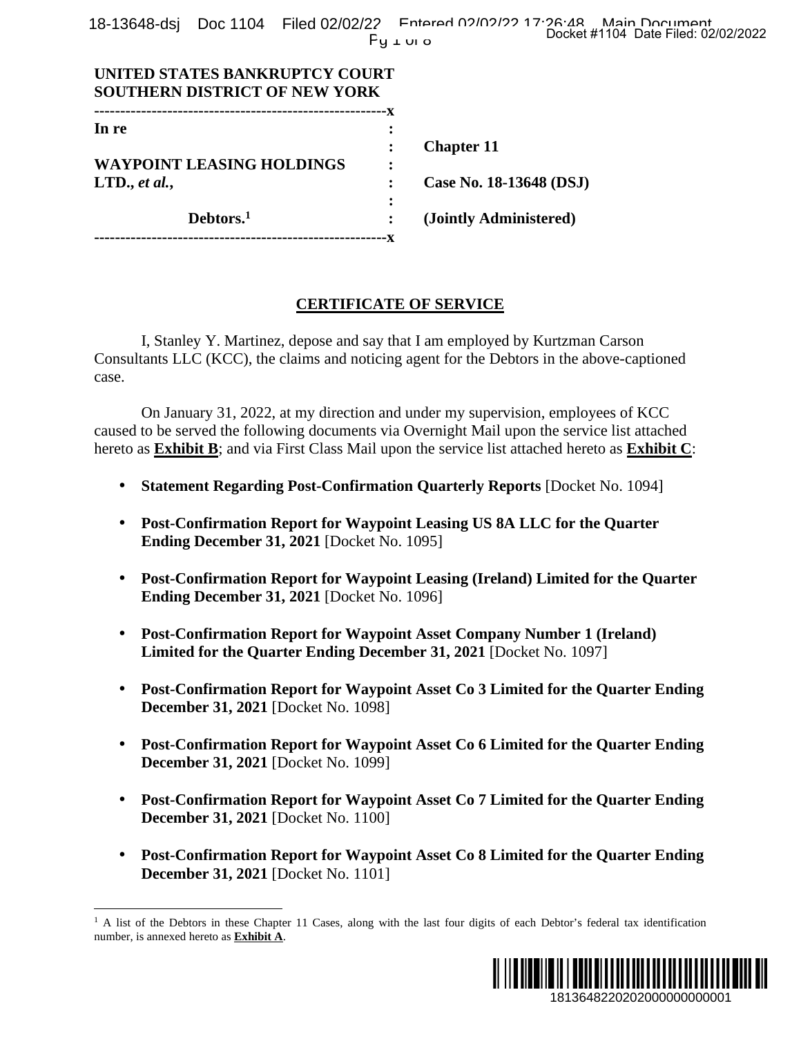**UNITED STATES BANKRUPTCY COURT**
**SOUTHERN DISTRICT OF NEW YORK**

| | | |
|---|---|---|
| **In re** | : | |
| | : | **Chapter 11** |
| **WAYPOINT LEASING HOLDINGS LTD.,** ***et al.*****,** | : | **Case No. 18-13648 (DSJ)** |
| | : | |
| **Debtors.**[1] | : | **(Jointly Administered)** |

## CERTIFICATE OF SERVICE

I, Stanley Y. Martinez, depose and say that I am employed by Kurtzman Carson Consultants LLC (KCC), the claims and noticing agent for the Debtors in the above-captioned case.

On January 31, 2022, at my direction and under my supervision, employees of KCC caused to be served the following documents via Overnight Mail upon the service list attached hereto as **Exhibit B**; and via First Class Mail upon the service list attached hereto as **Exhibit C**:

- **Statement Regarding Post-Confirmation Quarterly Reports** [Docket No. 1094]
- **Post-Confirmation Report for Waypoint Leasing US 8A LLC for the Quarter Ending December 31, 2021** [Docket No. 1095]
- **Post-Confirmation Report for Waypoint Leasing (Ireland) Limited for the Quarter Ending December 31, 2021** [Docket No. 1096]
- **Post-Confirmation Report for Waypoint Asset Company Number 1 (Ireland) Limited for the Quarter Ending December 31, 2021** [Docket No. 1097]
- **Post-Confirmation Report for Waypoint Asset Co 3 Limited for the Quarter Ending December 31, 2021** [Docket No. 1098]
- **Post-Confirmation Report for Waypoint Asset Co 6 Limited for the Quarter Ending December 31, 2021** [Docket No. 1099]
- **Post-Confirmation Report for Waypoint Asset Co 7 Limited for the Quarter Ending December 31, 2021** [Docket No. 1100]
- **Post-Confirmation Report for Waypoint Asset Co 8 Limited for the Quarter Ending December 31, 2021** [Docket No. 1101]

[1] A list of the Debtors in these Chapter 11 Cases, along with the last four digits of each Debtor's federal tax identification number, is annexed hereto as **Exhibit A**.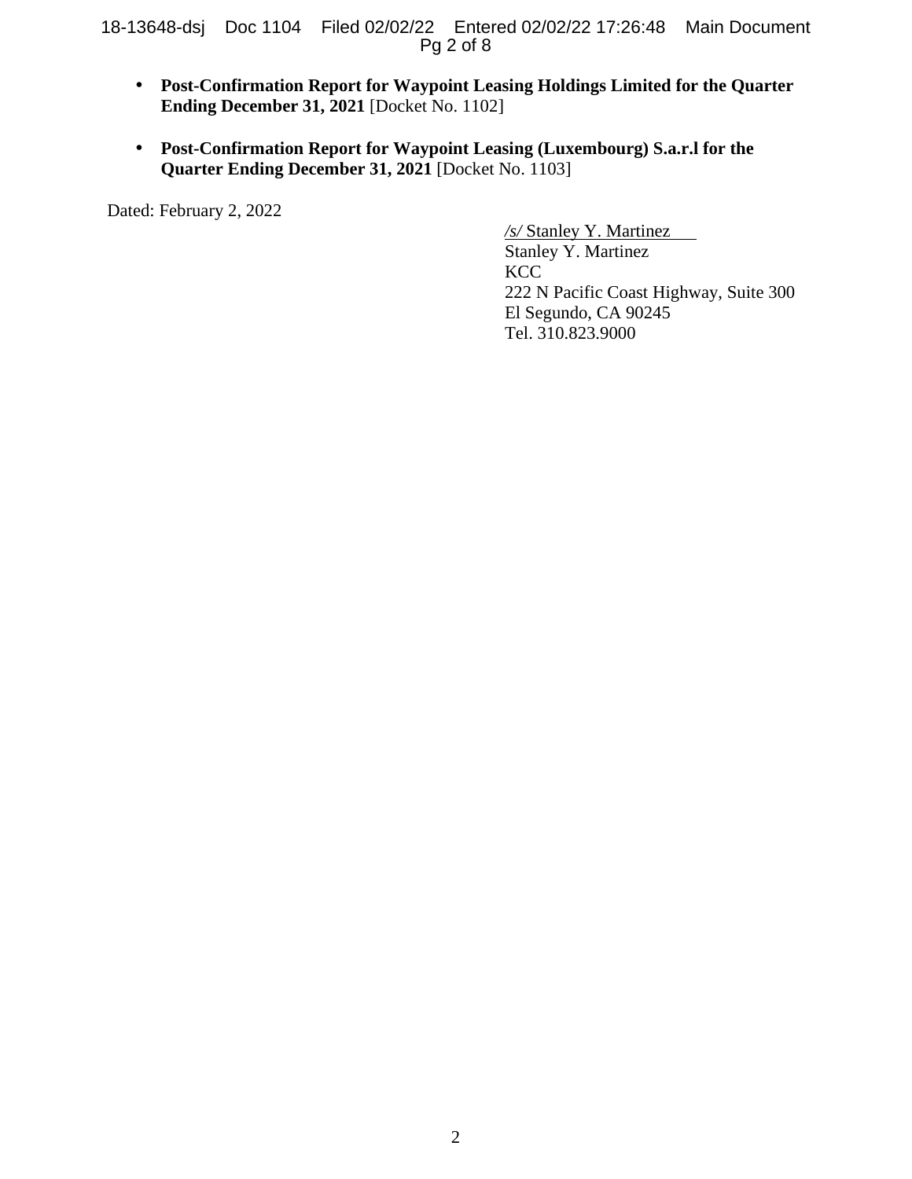- **Post-Confirmation Report for Waypoint Leasing Holdings Limited for the Quarter Ending December 31, 2021** [Docket No. 1102]

- **Post-Confirmation Report for Waypoint Leasing (Luxembourg) S.a.r.l for the Quarter Ending December 31, 2021** [Docket No. 1103]

Dated: February 2, 2022

*/s/* Stanley Y. Martinez
Stanley Y. Martinez
KCC
222 N Pacific Coast Highway, Suite 300
El Segundo, CA 90245
Tel. 310.823.9000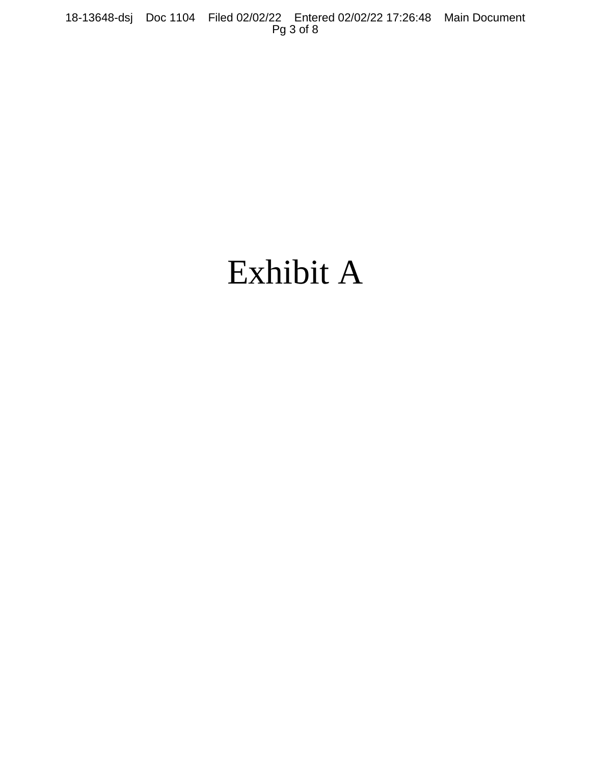# Exhibit A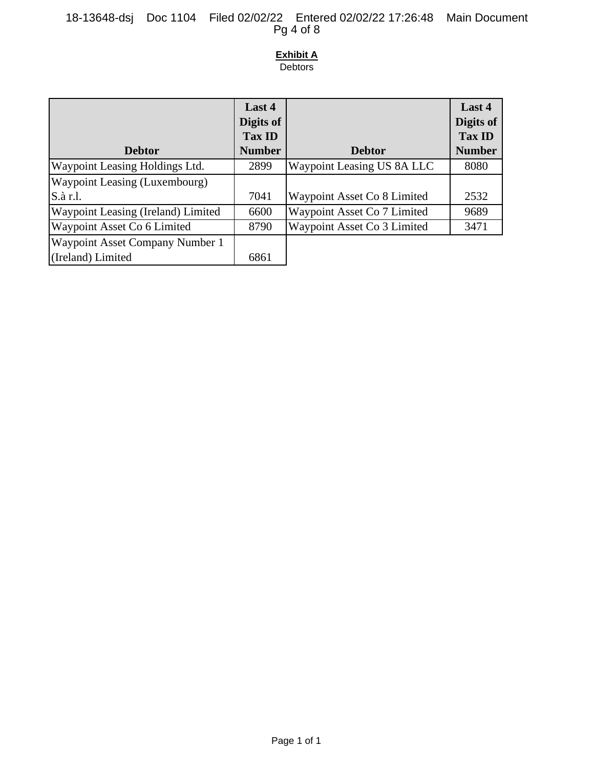**Exhibit A**

Debtors

| Debtor | Last 4 Digits of Tax ID Number | Debtor | Last 4 Digits of Tax ID Number |
|---|---|---|---|
| Waypoint Leasing Holdings Ltd. | 2899 | Waypoint Leasing US 8A LLC | 8080 |
| Waypoint Leasing (Luxembourg) S.à r.l. | 7041 | Waypoint Asset Co 8 Limited | 2532 |
| Waypoint Leasing (Ireland) Limited | 6600 | Waypoint Asset Co 7 Limited | 9689 |
| Waypoint Asset Co 6 Limited | 8790 | Waypoint Asset Co 3 Limited | 3471 |
| Waypoint Asset Company Number 1 (Ireland) Limited | 6861 | | |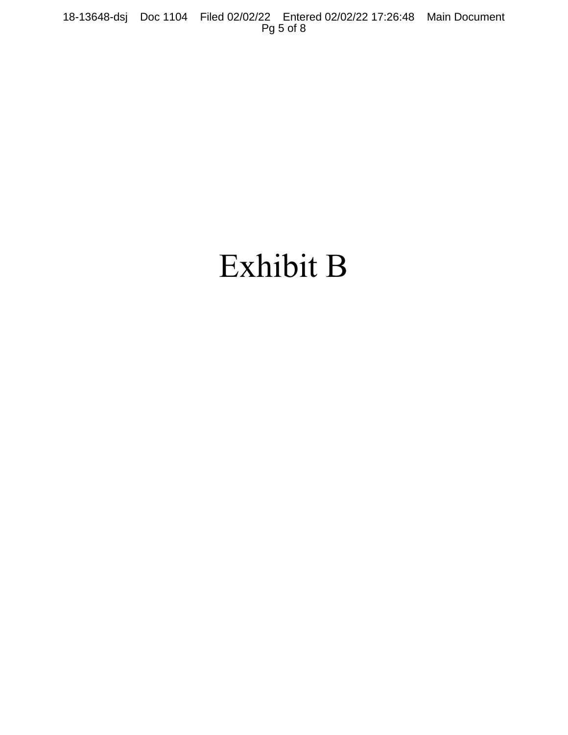# Exhibit B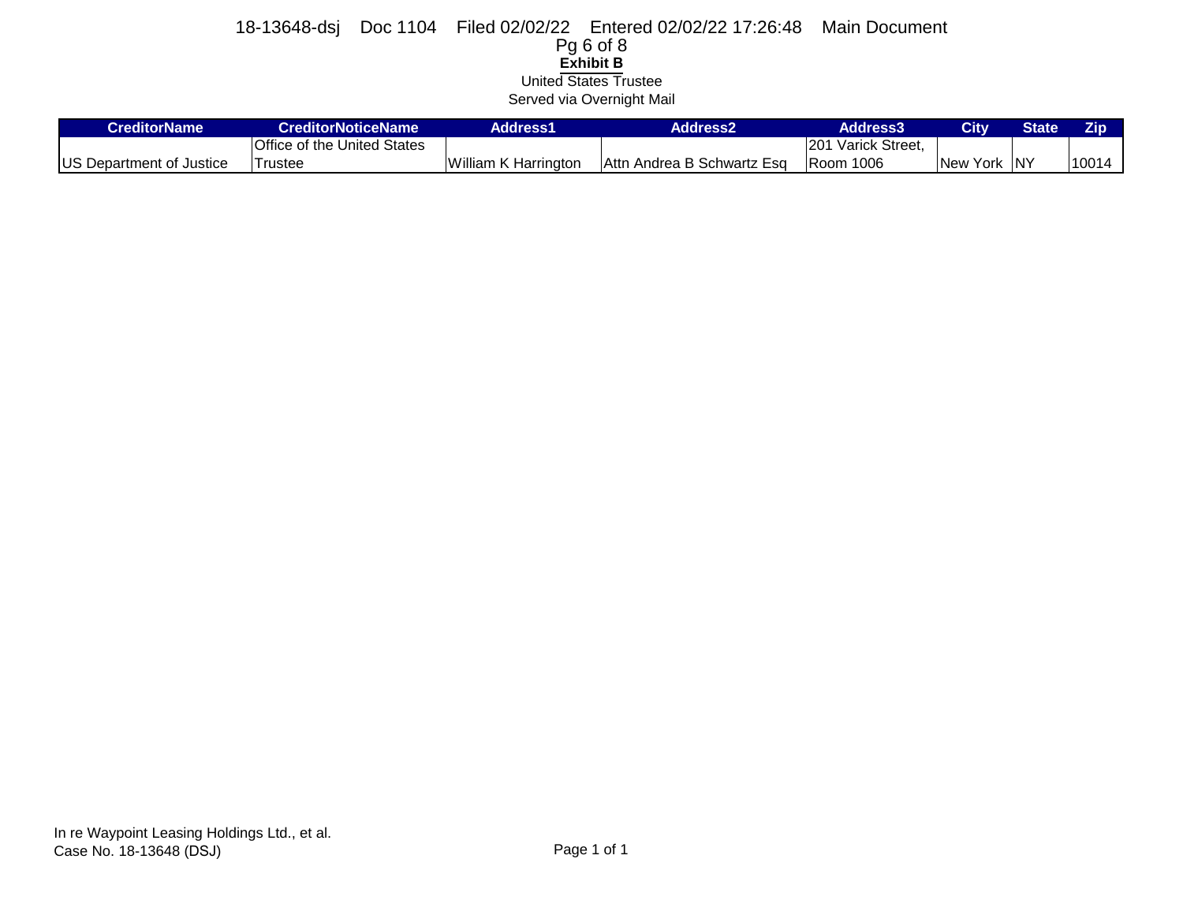**Exhibit B**

United States Trustee

Served via Overnight Mail

| CreditorName | CreditorNoticeName | Address1 | Address2 | Address3 | City | State | Zip |
|---|---|---|---|---|---|---|---|
| US Department of Justice | Office of the United States Trustee | William K Harrington | Attn Andrea B Schwartz Esq | 201 Varick Street, Room 1006 | New York | NY | 10014 |

In re Waypoint Leasing Holdings Ltd., et al.
Case No. 18-13648 (DSJ)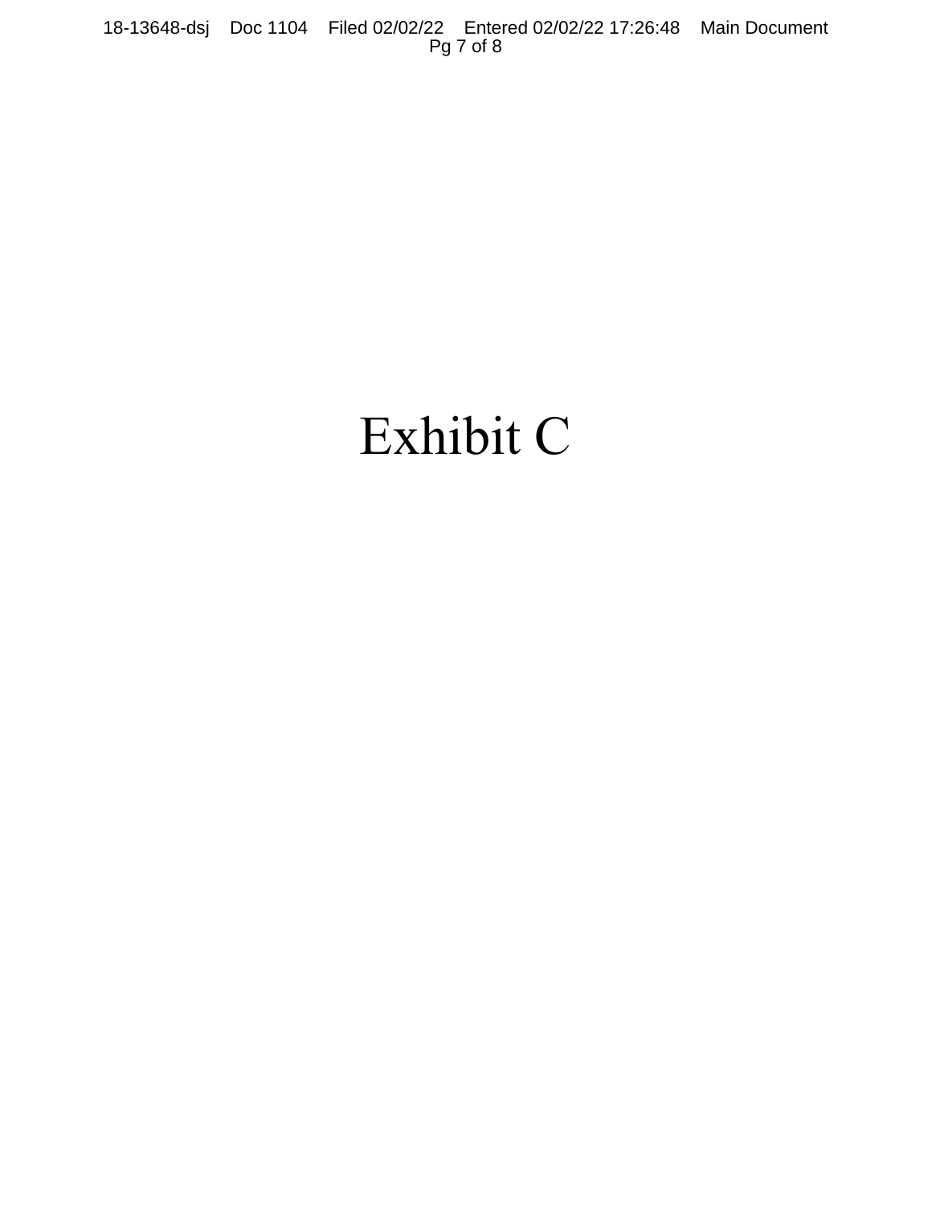# Exhibit C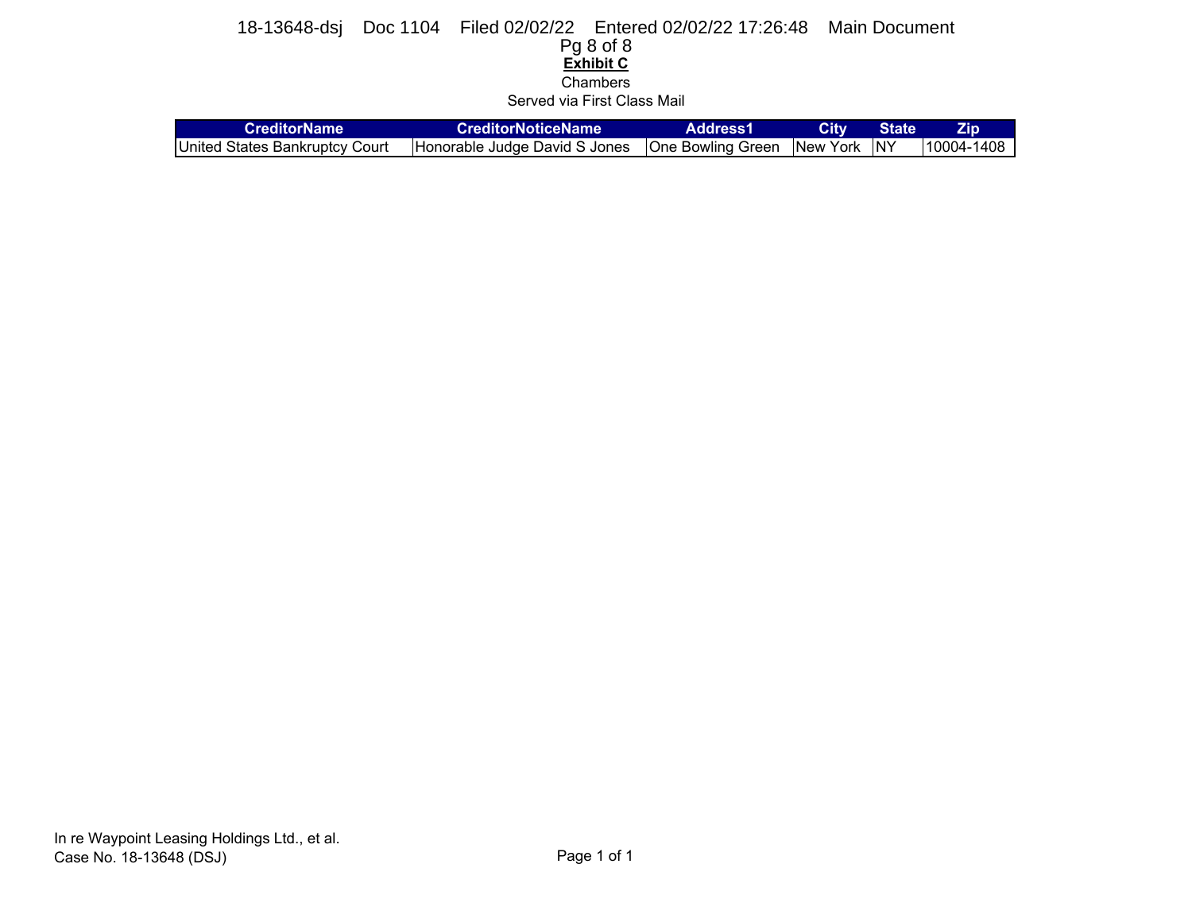**Exhibit C**

Chambers

Served via First Class Mail

| CreditorName | CreditorNoticeName | Address1 | City | State | Zip |
|---|---|---|---|---|---|
| United States Bankruptcy Court | Honorable Judge David S Jones | One Bowling Green | New York | NY | 10004-1408 |

In re Waypoint Leasing Holdings Ltd., et al.
Case No. 18-13648 (DSJ)